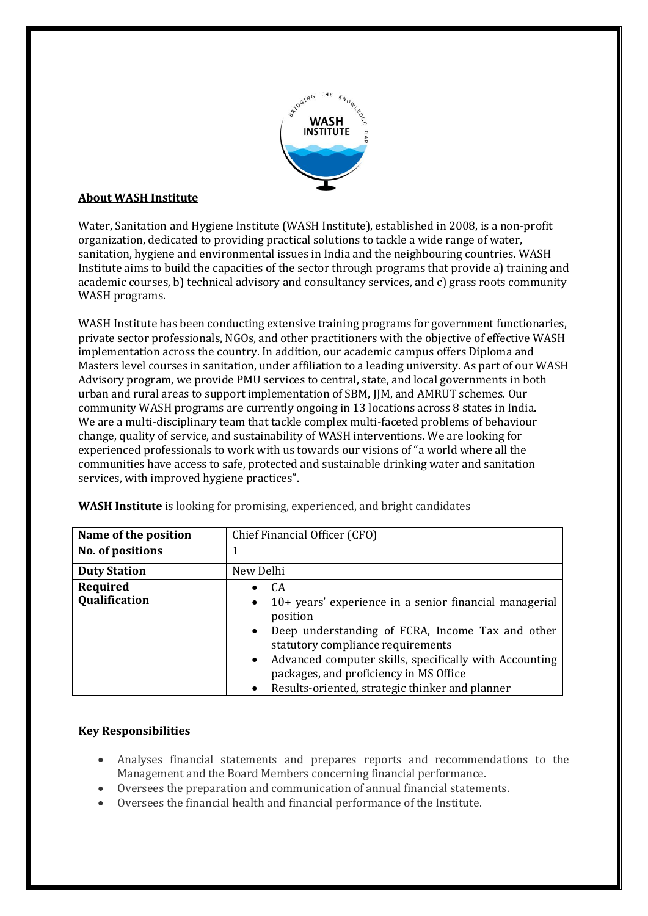## About WASH Institute

Water, Sanitation and Hygiene Institute (WASH Institute), established in 2008, is a non-profit organization, dedicated to providing practical solutions to tackle a wide range of water, sanitation, hygiene and environmental issues in India and the neighbouring countries. WASH Institute aims to build the capacities of the sector through programs that provide a) training and academic courses, b) technical advisory and consultancy services, and c) grass roots community WASH programs.

WASH Institute has been conducting extensive training programs for government functionaries, private sector professionals, NGOs, and other practitioners with the objective of effective WASH implementation across the country. In addition, our academic campus offers Diploma and Masters level courses in sanitation, under affiliation to a leading university. As part of our WASH Advisory program, we provide PMU services to central, state, and local governments in both urban and rural areas to support implementation of SBM, JJM, and AMRUT schemes. Our community WASH programs are currently ongoing in 13 locations across 8 states in India. We are a multi-disciplinary team that tackle complex multi-faceted problems of behaviour change, quality of service, and sustainability of WASH interventions. We are looking for experienced professionals to work with us towards our visions of "a world where all the communities have access to safe, protected and sustainable drinking water and sanitation services, with improved hygiene practices".

**WASH Institute** is looking for promising, experienced, and bright candidates

| **Name of the position** | Chief Financial Officer (CFO) |
|---|---|
| **No. of positions** | 1 |
| **Duty Station** | New Delhi |
| **Required Qualification** | • CA<br>• 10+ years' experience in a senior financial managerial position<br>• Deep understanding of FCRA, Income Tax and other statutory compliance requirements<br>• Advanced computer skills, specifically with Accounting packages, and proficiency in MS Office<br>• Results-oriented, strategic thinker and planner |

### Key Responsibilities

- Analyses financial statements and prepares reports and recommendations to the Management and the Board Members concerning financial performance.
- Oversees the preparation and communication of annual financial statements.
- Oversees the financial health and financial performance of the Institute.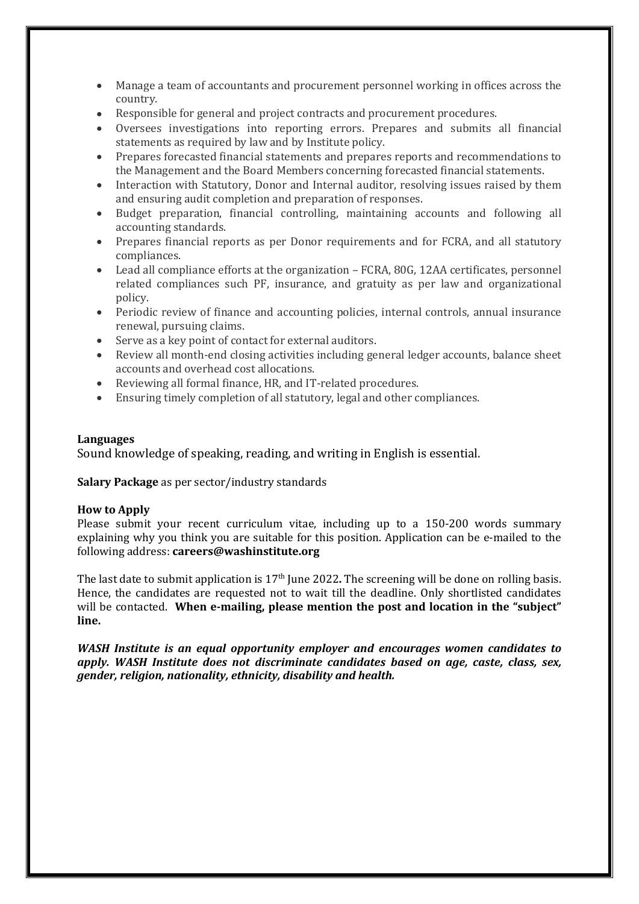- Manage a team of accountants and procurement personnel working in offices across the country.
- Responsible for general and project contracts and procurement procedures.
- Oversees investigations into reporting errors. Prepares and submits all financial statements as required by law and by Institute policy.
- Prepares forecasted financial statements and prepares reports and recommendations to the Management and the Board Members concerning forecasted financial statements.
- Interaction with Statutory, Donor and Internal auditor, resolving issues raised by them and ensuring audit completion and preparation of responses.
- Budget preparation, financial controlling, maintaining accounts and following all accounting standards.
- Prepares financial reports as per Donor requirements and for FCRA, and all statutory compliances.
- Lead all compliance efforts at the organization – FCRA, 80G, 12AA certificates, personnel related compliances such PF, insurance, and gratuity as per law and organizational policy.
- Periodic review of finance and accounting policies, internal controls, annual insurance renewal, pursuing claims.
- Serve as a key point of contact for external auditors.
- Review all month-end closing activities including general ledger accounts, balance sheet accounts and overhead cost allocations.
- Reviewing all formal finance, HR, and IT-related procedures.
- Ensuring timely completion of all statutory, legal and other compliances.

**Languages**

Sound knowledge of speaking, reading, and writing in English is essential.

**Salary Package** as per sector/industry standards

**How to Apply**

Please submit your recent curriculum vitae, including up to a 150-200 words summary explaining why you think you are suitable for this position. Application can be e-mailed to the following address: **careers@washinstitute.org**

The last date to submit application is 17th June 2022**.** The screening will be done on rolling basis. Hence, the candidates are requested not to wait till the deadline. Only shortlisted candidates will be contacted. **When e-mailing, please mention the post and location in the "subject" line.**

***WASH Institute is an equal opportunity employer and encourages women candidates to apply. WASH Institute does not discriminate candidates based on age, caste, class, sex, gender, religion, nationality, ethnicity, disability and health.***